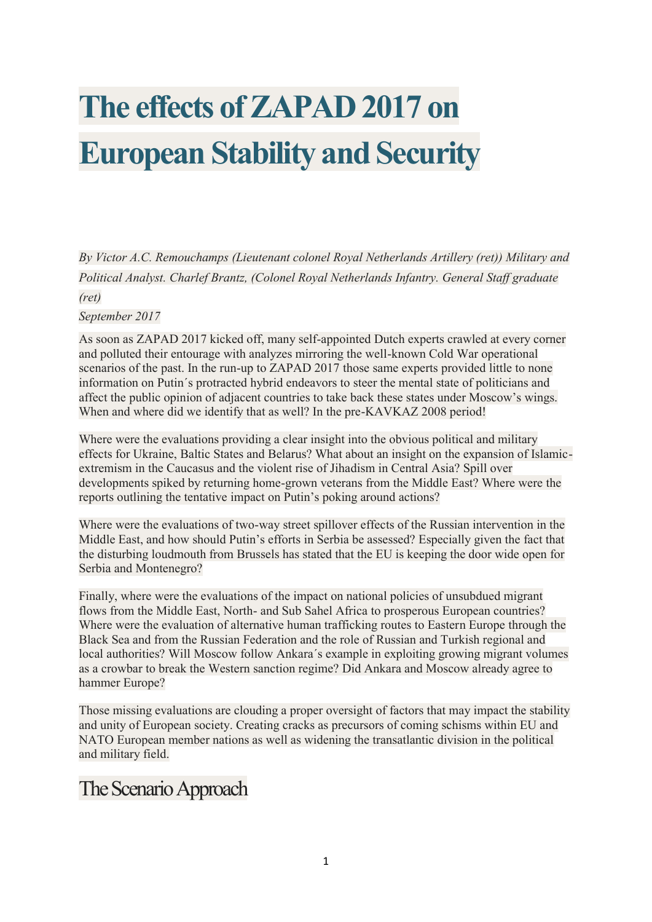# The effects of ZAPAD 2017 on European Stability and Security

*By Victor A.C. Remouchamps (Lieutenant colonel Royal Netherlands Artillery (ret)) Military and Political Analyst. Charlef Brantz, (Colonel Royal Netherlands Infantry. General Staff graduate (ret)*

*September 2017*

As soon as ZAPAD 2017 kicked off, many self-appointed Dutch experts crawled at every corner and polluted their entourage with analyzes mirroring the well-known Cold War operational scenarios of the past. In the run-up to ZAPAD 2017 those same experts provided little to none information on Putin´s protracted hybrid endeavors to steer the mental state of politicians and affect the public opinion of adjacent countries to take back these states under Moscow's wings. When and where did we identify that as well? In the pre-KAVKAZ 2008 period!

Where were the evaluations providing a clear insight into the obvious political and military effects for Ukraine, Baltic States and Belarus? What about an insight on the expansion of Islamic-extremism in the Caucasus and the violent rise of Jihadism in Central Asia? Spill over developments spiked by returning home-grown veterans from the Middle East? Where were the reports outlining the tentative impact on Putin's poking around actions?

Where were the evaluations of two-way street spillover effects of the Russian intervention in the Middle East, and how should Putin's efforts in Serbia be assessed? Especially given the fact that the disturbing loudmouth from Brussels has stated that the EU is keeping the door wide open for Serbia and Montenegro?

Finally, where were the evaluations of the impact on national policies of unsubdued migrant flows from the Middle East, North- and Sub Sahel Africa to prosperous European countries? Where were the evaluation of alternative human trafficking routes to Eastern Europe through the Black Sea and from the Russian Federation and the role of Russian and Turkish regional and local authorities? Will Moscow follow Ankara´s example in exploiting growing migrant volumes as a crowbar to break the Western sanction regime? Did Ankara and Moscow already agree to hammer Europe?

Those missing evaluations are clouding a proper oversight of factors that may impact the stability and unity of European society. Creating cracks as precursors of coming schisms within EU and NATO European member nations as well as widening the transatlantic division in the political and military field.

## The Scenario Approach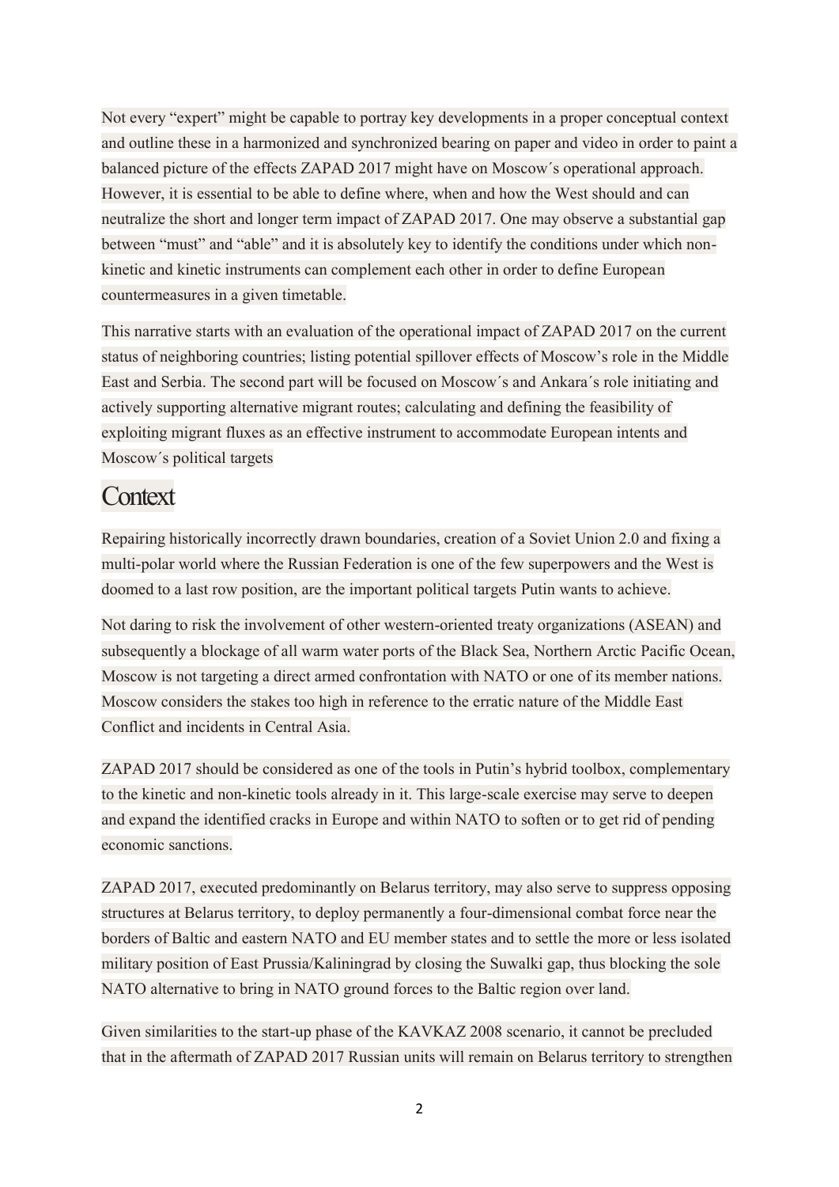Not every "expert" might be capable to portray key developments in a proper conceptual context and outline these in a harmonized and synchronized bearing on paper and video in order to paint a balanced picture of the effects ZAPAD 2017 might have on Moscow´s operational approach. However, it is essential to be able to define where, when and how the West should and can neutralize the short and longer term impact of ZAPAD 2017. One may observe a substantial gap between "must" and "able" and it is absolutely key to identify the conditions under which non-kinetic and kinetic instruments can complement each other in order to define European countermeasures in a given timetable.

This narrative starts with an evaluation of the operational impact of ZAPAD 2017 on the current status of neighboring countries; listing potential spillover effects of Moscow's role in the Middle East and Serbia. The second part will be focused on Moscow´s and Ankara´s role initiating and actively supporting alternative migrant routes; calculating and defining the feasibility of exploiting migrant fluxes as an effective instrument to accommodate European intents and Moscow´s political targets

## Context

Repairing historically incorrectly drawn boundaries, creation of a Soviet Union 2.0 and fixing a multi-polar world where the Russian Federation is one of the few superpowers and the West is doomed to a last row position, are the important political targets Putin wants to achieve.

Not daring to risk the involvement of other western-oriented treaty organizations (ASEAN) and subsequently a blockage of all warm water ports of the Black Sea, Northern Arctic Pacific Ocean, Moscow is not targeting a direct armed confrontation with NATO or one of its member nations. Moscow considers the stakes too high in reference to the erratic nature of the Middle East Conflict and incidents in Central Asia.

ZAPAD 2017 should be considered as one of the tools in Putin's hybrid toolbox, complementary to the kinetic and non-kinetic tools already in it. This large-scale exercise may serve to deepen and expand the identified cracks in Europe and within NATO to soften or to get rid of pending economic sanctions.

ZAPAD 2017, executed predominantly on Belarus territory, may also serve to suppress opposing structures at Belarus territory, to deploy permanently a four-dimensional combat force near the borders of Baltic and eastern NATO and EU member states and to settle the more or less isolated military position of East Prussia/Kaliningrad by closing the Suwalki gap, thus blocking the sole NATO alternative to bring in NATO ground forces to the Baltic region over land.

Given similarities to the start-up phase of the KAVKAZ 2008 scenario, it cannot be precluded that in the aftermath of ZAPAD 2017 Russian units will remain on Belarus territory to strengthen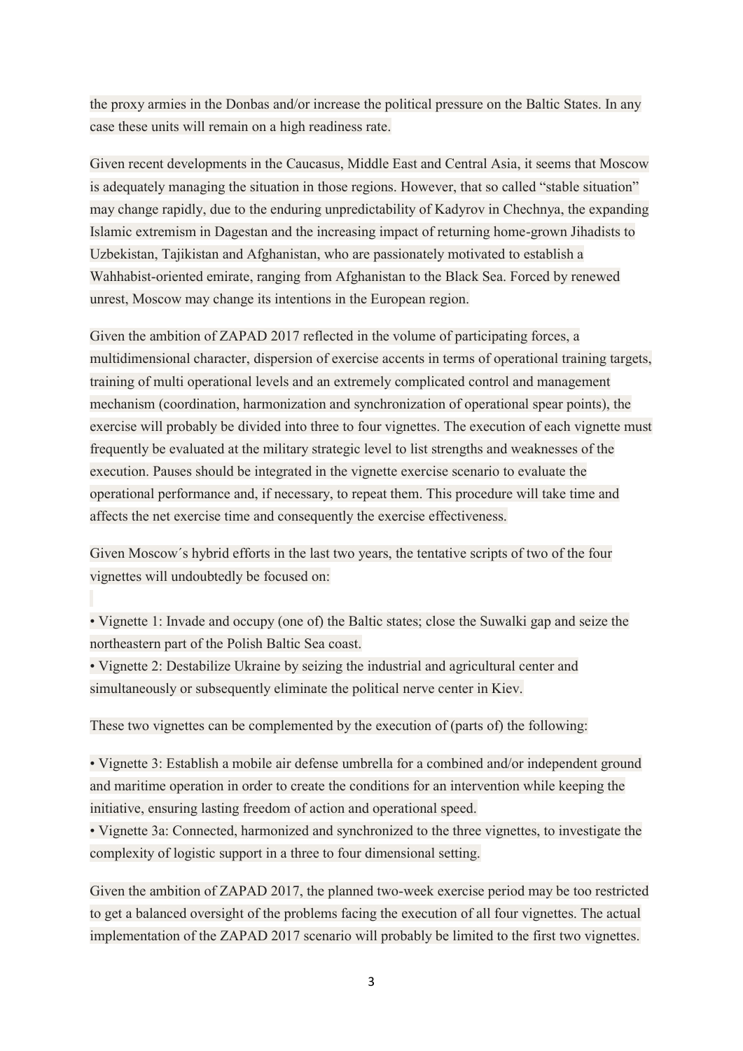the proxy armies in the Donbas and/or increase the political pressure on the Baltic States. In any case these units will remain on a high readiness rate.

Given recent developments in the Caucasus, Middle East and Central Asia, it seems that Moscow is adequately managing the situation in those regions. However, that so called "stable situation" may change rapidly, due to the enduring unpredictability of Kadyrov in Chechnya, the expanding Islamic extremism in Dagestan and the increasing impact of returning home-grown Jihadists to Uzbekistan, Tajikistan and Afghanistan, who are passionately motivated to establish a Wahhabist-oriented emirate, ranging from Afghanistan to the Black Sea. Forced by renewed unrest, Moscow may change its intentions in the European region.

Given the ambition of ZAPAD 2017 reflected in the volume of participating forces, a multidimensional character, dispersion of exercise accents in terms of operational training targets, training of multi operational levels and an extremely complicated control and management mechanism (coordination, harmonization and synchronization of operational spear points), the exercise will probably be divided into three to four vignettes. The execution of each vignette must frequently be evaluated at the military strategic level to list strengths and weaknesses of the execution. Pauses should be integrated in the vignette exercise scenario to evaluate the operational performance and, if necessary, to repeat them. This procedure will take time and affects the net exercise time and consequently the exercise effectiveness.

Given Moscow´s hybrid efforts in the last two years, the tentative scripts of two of the four vignettes will undoubtedly be focused on:

- Vignette 1: Invade and occupy (one of) the Baltic states; close the Suwalki gap and seize the northeastern part of the Polish Baltic Sea coast.
- Vignette 2: Destabilize Ukraine by seizing the industrial and agricultural center and simultaneously or subsequently eliminate the political nerve center in Kiev.

These two vignettes can be complemented by the execution of (parts of) the following:

- Vignette 3: Establish a mobile air defense umbrella for a combined and/or independent ground and maritime operation in order to create the conditions for an intervention while keeping the initiative, ensuring lasting freedom of action and operational speed.
- Vignette 3a: Connected, harmonized and synchronized to the three vignettes, to investigate the complexity of logistic support in a three to four dimensional setting.

Given the ambition of ZAPAD 2017, the planned two-week exercise period may be too restricted to get a balanced oversight of the problems facing the execution of all four vignettes. The actual implementation of the ZAPAD 2017 scenario will probably be limited to the first two vignettes.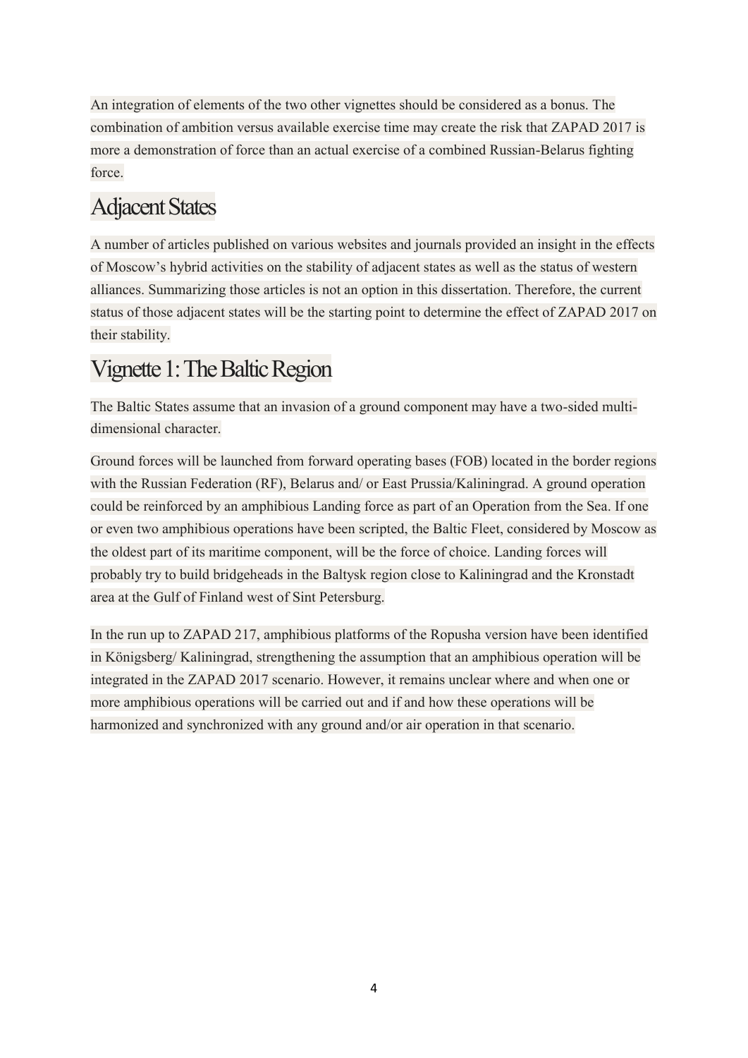An integration of elements of the two other vignettes should be considered as a bonus. The combination of ambition versus available exercise time may create the risk that ZAPAD 2017 is more a demonstration of force than an actual exercise of a combined Russian-Belarus fighting force.

## Adjacent States

A number of articles published on various websites and journals provided an insight in the effects of Moscow's hybrid activities on the stability of adjacent states as well as the status of western alliances. Summarizing those articles is not an option in this dissertation. Therefore, the current status of those adjacent states will be the starting point to determine the effect of ZAPAD 2017 on their stability.

## Vignette 1: The Baltic Region

The Baltic States assume that an invasion of a ground component may have a two-sided multi-dimensional character.

Ground forces will be launched from forward operating bases (FOB) located in the border regions with the Russian Federation (RF), Belarus and/ or East Prussia/Kaliningrad. A ground operation could be reinforced by an amphibious Landing force as part of an Operation from the Sea. If one or even two amphibious operations have been scripted, the Baltic Fleet, considered by Moscow as the oldest part of its maritime component, will be the force of choice. Landing forces will probably try to build bridgeheads in the Baltysk region close to Kaliningrad and the Kronstadt area at the Gulf of Finland west of Sint Petersburg.

In the run up to ZAPAD 217, amphibious platforms of the Ropusha version have been identified in Königsberg/ Kaliningrad, strengthening the assumption that an amphibious operation will be integrated in the ZAPAD 2017 scenario. However, it remains unclear where and when one or more amphibious operations will be carried out and if and how these operations will be harmonized and synchronized with any ground and/or air operation in that scenario.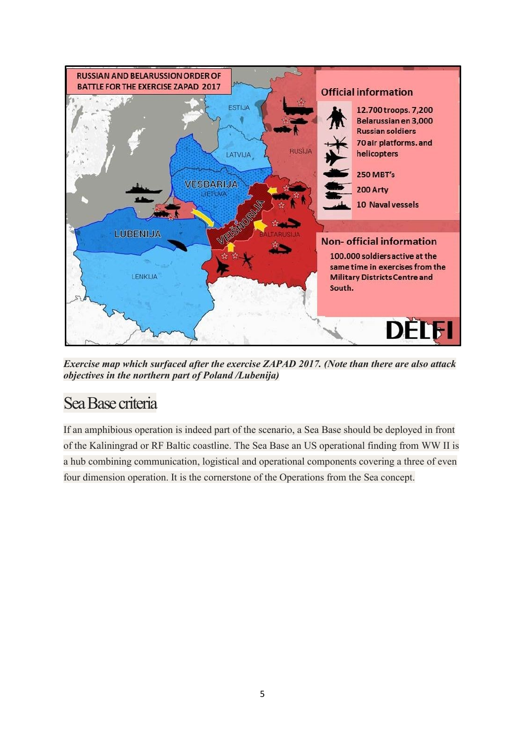*__Exercise map which surfaced after the exercise ZAPAD 2017. (Note than there are also attack objectives in the northern part of Poland /Lubenija)__*

## Sea Base criteria

If an amphibious operation is indeed part of the scenario, a Sea Base should be deployed in front of the Kaliningrad or RF Baltic coastline. The Sea Base an US operational finding from WW II is a hub combining communication, logistical and operational components covering a three of even four dimension operation. It is the cornerstone of the Operations from the Sea concept.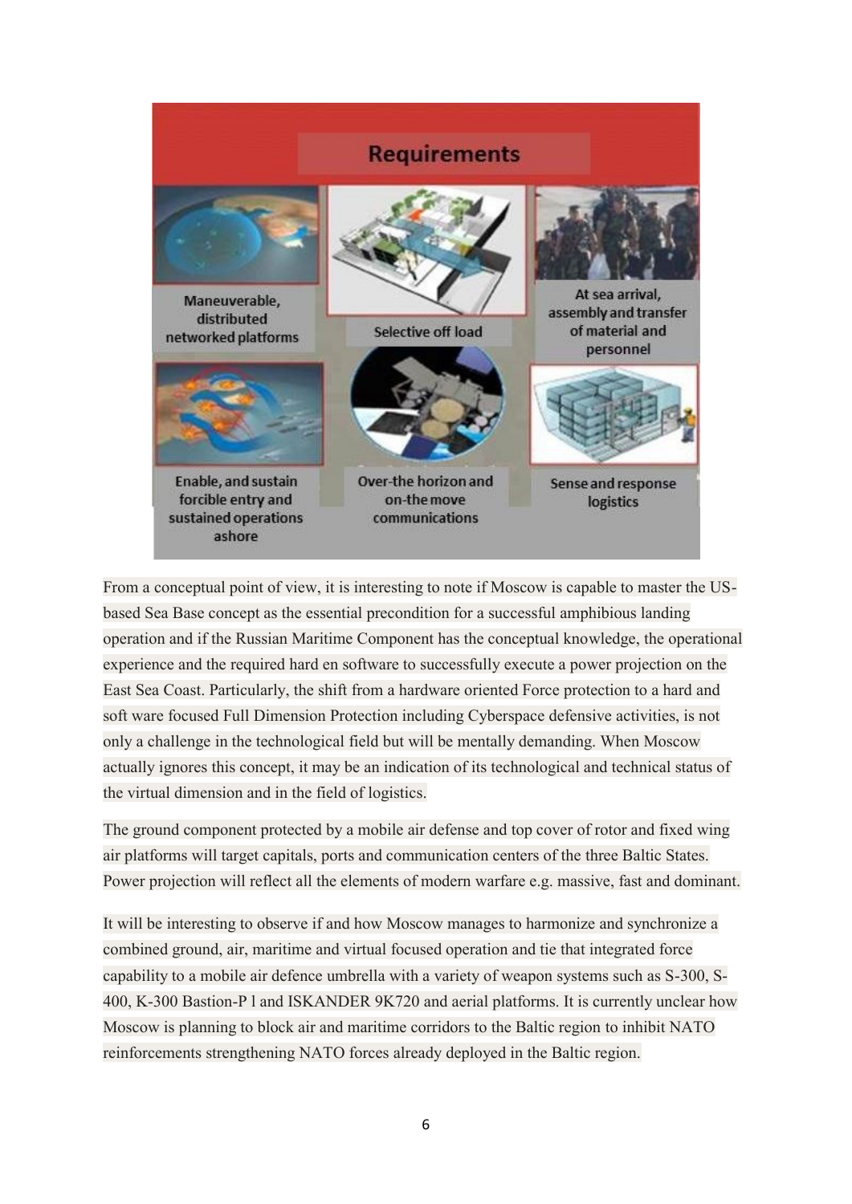Requirements

- Maneuverable, distributed networked platforms
- Selective off load
- At sea arrival, assembly and transfer of material and personnel
- Enable, and sustain forcible entry and sustained operations ashore
- Over-the horizon and on-the move communications
- Sense and response logistics

From a conceptual point of view, it is interesting to note if Moscow is capable to master the US-based Sea Base concept as the essential precondition for a successful amphibious landing operation and if the Russian Maritime Component has the conceptual knowledge, the operational experience and the required hard en software to successfully execute a power projection on the East Sea Coast. Particularly, the shift from a hardware oriented Force protection to a hard and soft ware focused Full Dimension Protection including Cyberspace defensive activities, is not only a challenge in the technological field but will be mentally demanding. When Moscow actually ignores this concept, it may be an indication of its technological and technical status of the virtual dimension and in the field of logistics.

The ground component protected by a mobile air defense and top cover of rotor and fixed wing air platforms will target capitals, ports and communication centers of the three Baltic States. Power projection will reflect all the elements of modern warfare e.g. massive, fast and dominant.

It will be interesting to observe if and how Moscow manages to harmonize and synchronize a combined ground, air, maritime and virtual focused operation and tie that integrated force capability to a mobile air defence umbrella with a variety of weapon systems such as S-300, S-400, K-300 Bastion-P l and ISKANDER 9K720 and aerial platforms. It is currently unclear how Moscow is planning to block air and maritime corridors to the Baltic region to inhibit NATO reinforcements strengthening NATO forces already deployed in the Baltic region.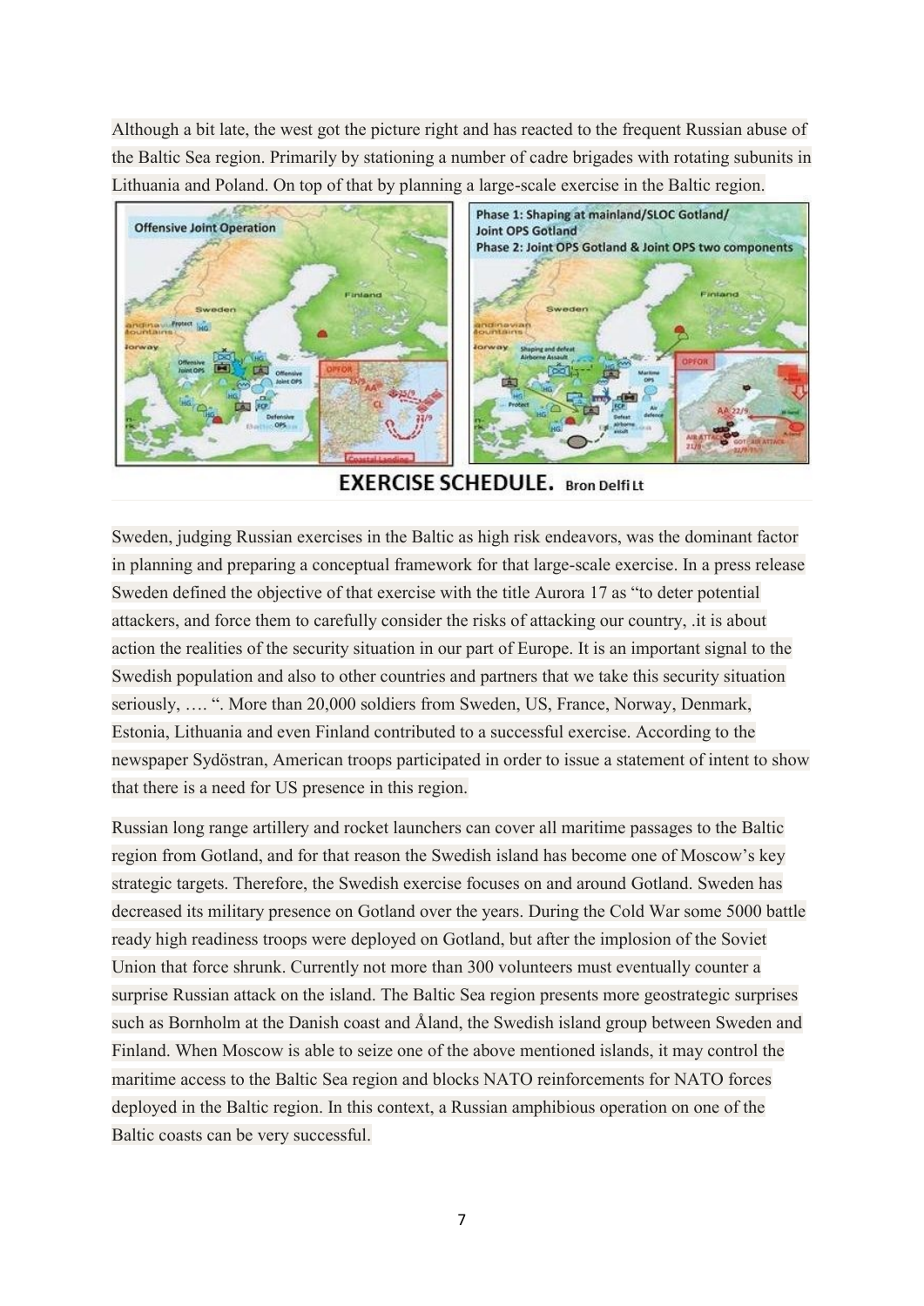Although a bit late, the west got the picture right and has reacted to the frequent Russian abuse of the Baltic Sea region. Primarily by stationing a number of cadre brigades with rotating subunits in Lithuania and Poland. On top of that by planning a large-scale exercise in the Baltic region.

**EXERCISE SCHEDULE.** Bron Delfi Lt

Sweden, judging Russian exercises in the Baltic as high risk endeavors, was the dominant factor in planning and preparing a conceptual framework for that large-scale exercise. In a press release Sweden defined the objective of that exercise with the title Aurora 17 as "to deter potential attackers, and force them to carefully consider the risks of attacking our country, .it is about action the realities of the security situation in our part of Europe. It is an important signal to the Swedish population and also to other countries and partners that we take this security situation seriously, …. ". More than 20,000 soldiers from Sweden, US, France, Norway, Denmark, Estonia, Lithuania and even Finland contributed to a successful exercise. According to the newspaper Sydöstran, American troops participated in order to issue a statement of intent to show that there is a need for US presence in this region.

Russian long range artillery and rocket launchers can cover all maritime passages to the Baltic region from Gotland, and for that reason the Swedish island has become one of Moscow's key strategic targets. Therefore, the Swedish exercise focuses on and around Gotland. Sweden has decreased its military presence on Gotland over the years. During the Cold War some 5000 battle ready high readiness troops were deployed on Gotland, but after the implosion of the Soviet Union that force shrunk. Currently not more than 300 volunteers must eventually counter a surprise Russian attack on the island. The Baltic Sea region presents more geostrategic surprises such as Bornholm at the Danish coast and Åland, the Swedish island group between Sweden and Finland. When Moscow is able to seize one of the above mentioned islands, it may control the maritime access to the Baltic Sea region and blocks NATO reinforcements for NATO forces deployed in the Baltic region. In this context, a Russian amphibious operation on one of the Baltic coasts can be very successful.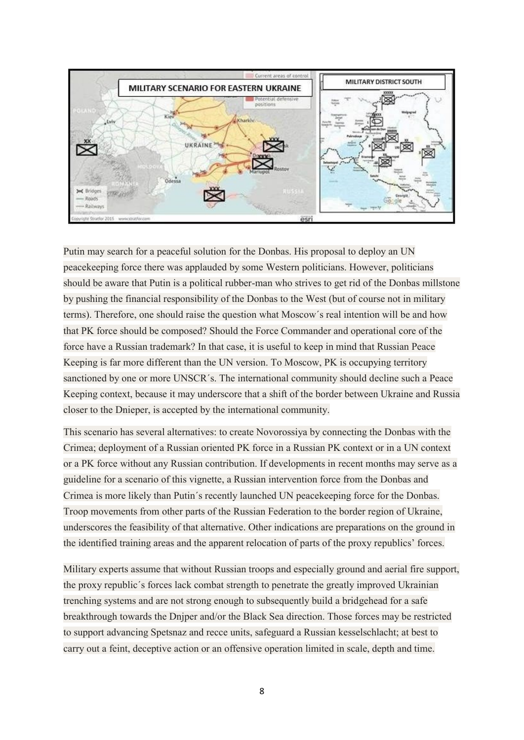Putin may search for a peaceful solution for the Donbas. His proposal to deploy an UN peacekeeping force there was applauded by some Western politicians. However, politicians should be aware that Putin is a political rubber-man who strives to get rid of the Donbas millstone by pushing the financial responsibility of the Donbas to the West (but of course not in military terms). Therefore, one should raise the question what Moscow´s real intention will be and how that PK force should be composed? Should the Force Commander and operational core of the force have a Russian trademark? In that case, it is useful to keep in mind that Russian Peace Keeping is far more different than the UN version. To Moscow, PK is occupying territory sanctioned by one or more UNSCR´s. The international community should decline such a Peace Keeping context, because it may underscore that a shift of the border between Ukraine and Russia closer to the Dnieper, is accepted by the international community.

This scenario has several alternatives: to create Novorossiya by connecting the Donbas with the Crimea; deployment of a Russian oriented PK force in a Russian PK context or in a UN context or a PK force without any Russian contribution. If developments in recent months may serve as a guideline for a scenario of this vignette, a Russian intervention force from the Donbas and Crimea is more likely than Putin´s recently launched UN peacekeeping force for the Donbas. Troop movements from other parts of the Russian Federation to the border region of Ukraine, underscores the feasibility of that alternative. Other indications are preparations on the ground in the identified training areas and the apparent relocation of parts of the proxy republics' forces.

Military experts assume that without Russian troops and especially ground and aerial fire support, the proxy republic´s forces lack combat strength to penetrate the greatly improved Ukrainian trenching systems and are not strong enough to subsequently build a bridgehead for a safe breakthrough towards the Dnjper and/or the Black Sea direction. Those forces may be restricted to support advancing Spetsnaz and recce units, safeguard a Russian kesselschlacht; at best to carry out a feint, deceptive action or an offensive operation limited in scale, depth and time.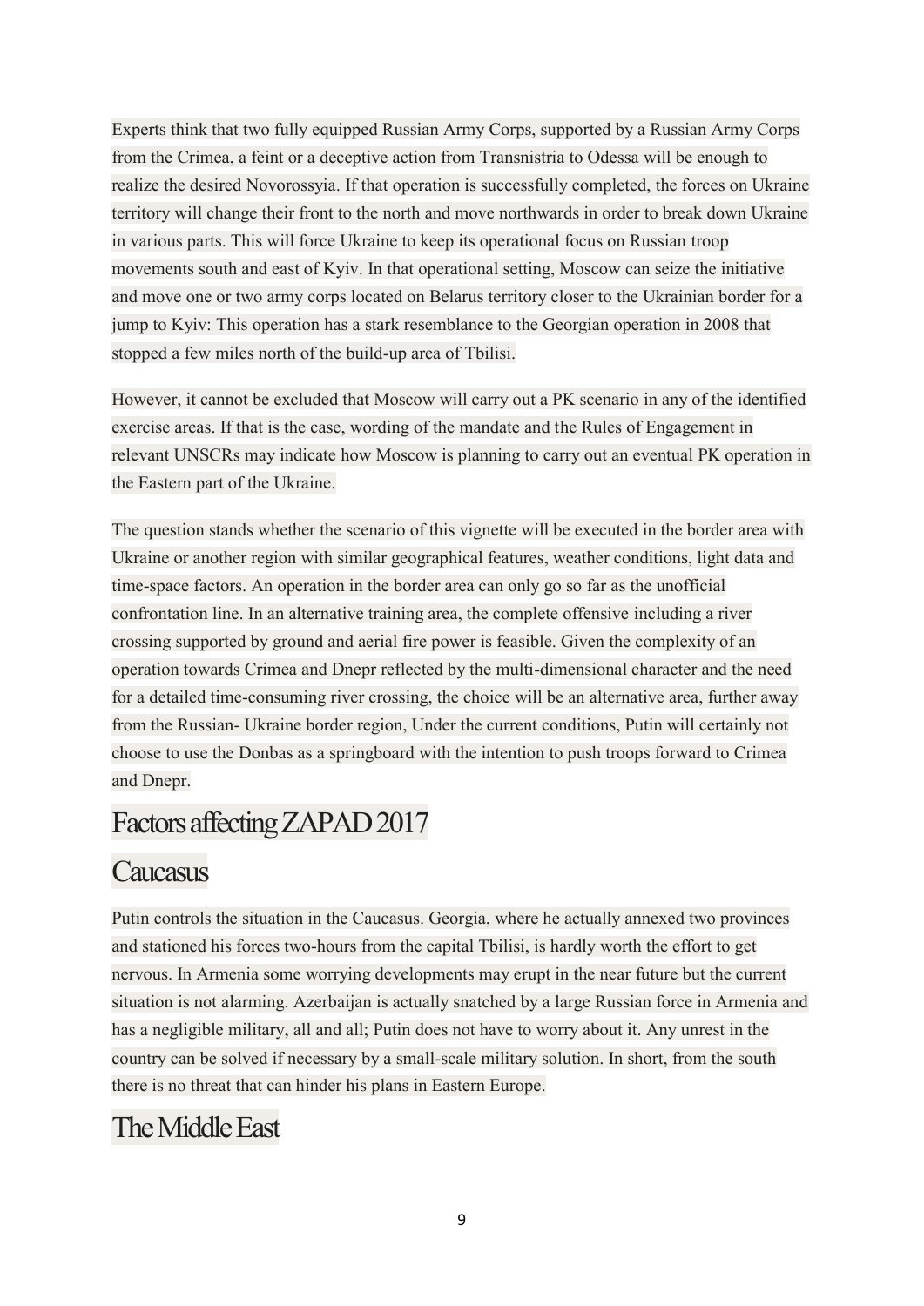Experts think that two fully equipped Russian Army Corps, supported by a Russian Army Corps from the Crimea, a feint or a deceptive action from Transnistria to Odessa will be enough to realize the desired Novorossyia. If that operation is successfully completed, the forces on Ukraine territory will change their front to the north and move northwards in order to break down Ukraine in various parts. This will force Ukraine to keep its operational focus on Russian troop movements south and east of Kyiv. In that operational setting, Moscow can seize the initiative and move one or two army corps located on Belarus territory closer to the Ukrainian border for a jump to Kyiv: This operation has a stark resemblance to the Georgian operation in 2008 that stopped a few miles north of the build-up area of Tbilisi.

However, it cannot be excluded that Moscow will carry out a PK scenario in any of the identified exercise areas. If that is the case, wording of the mandate and the Rules of Engagement in relevant UNSCRs may indicate how Moscow is planning to carry out an eventual PK operation in the Eastern part of the Ukraine.

The question stands whether the scenario of this vignette will be executed in the border area with Ukraine or another region with similar geographical features, weather conditions, light data and time-space factors. An operation in the border area can only go so far as the unofficial confrontation line. In an alternative training area, the complete offensive including a river crossing supported by ground and aerial fire power is feasible. Given the complexity of an operation towards Crimea and Dnepr reflected by the multi-dimensional character and the need for a detailed time-consuming river crossing, the choice will be an alternative area, further away from the Russian- Ukraine border region, Under the current conditions, Putin will certainly not choose to use the Donbas as a springboard with the intention to push troops forward to Crimea and Dnepr.

# Factors affecting ZAPAD 2017

## Caucasus

Putin controls the situation in the Caucasus. Georgia, where he actually annexed two provinces and stationed his forces two-hours from the capital Tbilisi, is hardly worth the effort to get nervous. In Armenia some worrying developments may erupt in the near future but the current situation is not alarming. Azerbaijan is actually snatched by a large Russian force in Armenia and has a negligible military, all and all; Putin does not have to worry about it. Any unrest in the country can be solved if necessary by a small-scale military solution. In short, from the south there is no threat that can hinder his plans in Eastern Europe.

## The Middle East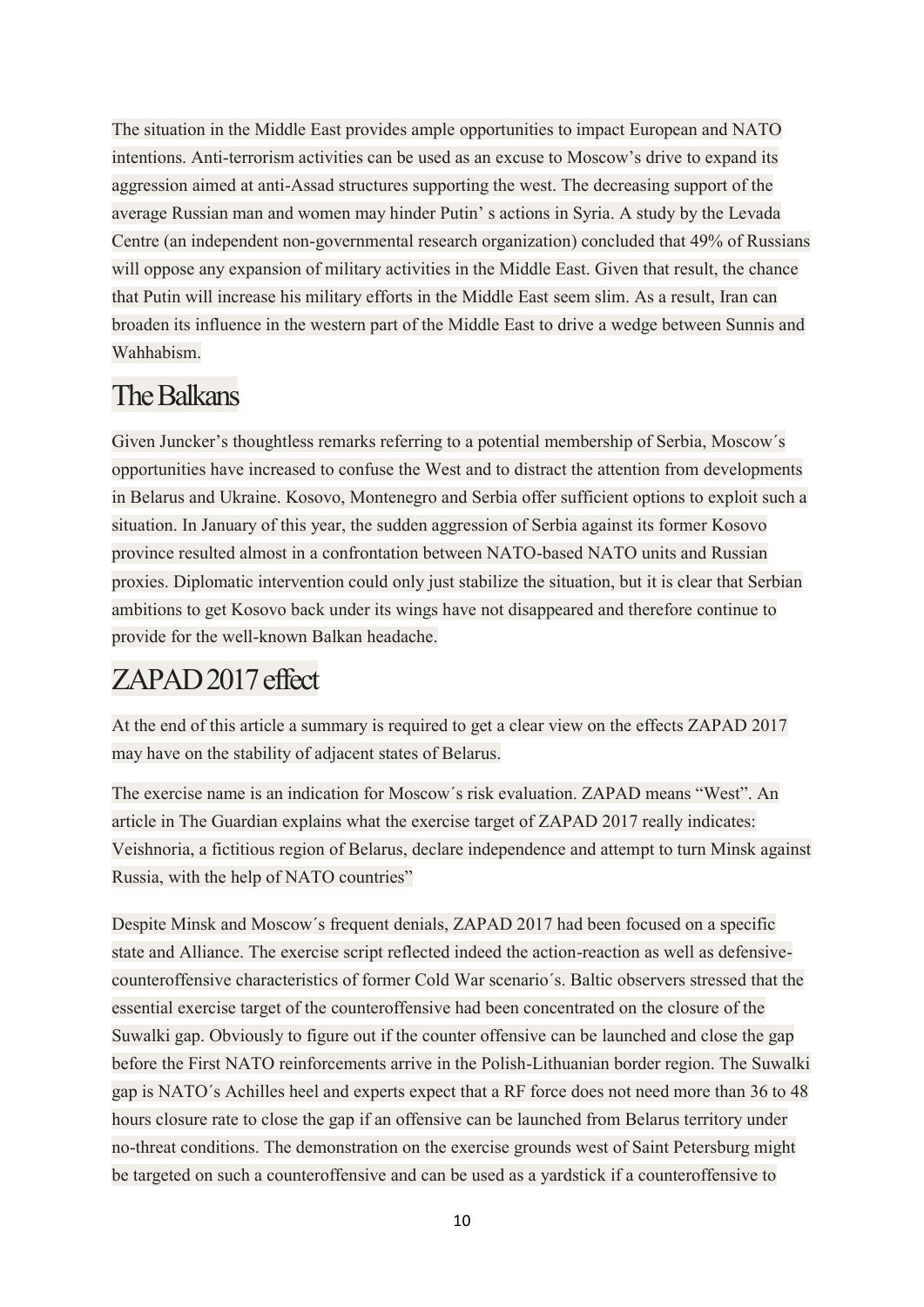The situation in the Middle East provides ample opportunities to impact European and NATO intentions. Anti-terrorism activities can be used as an excuse to Moscow's drive to expand its aggression aimed at anti-Assad structures supporting the west. The decreasing support of the average Russian man and women may hinder Putin' s actions in Syria. A study by the Levada Centre (an independent non-governmental research organization) concluded that 49% of Russians will oppose any expansion of military activities in the Middle East. Given that result, the chance that Putin will increase his military efforts in the Middle East seem slim. As a result, Iran can broaden its influence in the western part of the Middle East to drive a wedge between Sunnis and Wahhabism.

## The Balkans

Given Juncker's thoughtless remarks referring to a potential membership of Serbia, Moscow´s opportunities have increased to confuse the West and to distract the attention from developments in Belarus and Ukraine. Kosovo, Montenegro and Serbia offer sufficient options to exploit such a situation. In January of this year, the sudden aggression of Serbia against its former Kosovo province resulted almost in a confrontation between NATO-based NATO units and Russian proxies. Diplomatic intervention could only just stabilize the situation, but it is clear that Serbian ambitions to get Kosovo back under its wings have not disappeared and therefore continue to provide for the well-known Balkan headache.

## ZAPAD 2017 effect

At the end of this article a summary is required to get a clear view on the effects ZAPAD 2017 may have on the stability of adjacent states of Belarus.

The exercise name is an indication for Moscow´s risk evaluation. ZAPAD means "West". An article in The Guardian explains what the exercise target of ZAPAD 2017 really indicates: Veishnoria, a fictitious region of Belarus, declare independence and attempt to turn Minsk against Russia, with the help of NATO countries"

Despite Minsk and Moscow´s frequent denials, ZAPAD 2017 had been focused on a specific state and Alliance. The exercise script reflected indeed the action-reaction as well as defensive-counteroffensive characteristics of former Cold War scenario´s. Baltic observers stressed that the essential exercise target of the counteroffensive had been concentrated on the closure of the Suwalki gap. Obviously to figure out if the counter offensive can be launched and close the gap before the First NATO reinforcements arrive in the Polish-Lithuanian border region. The Suwalki gap is NATO´s Achilles heel and experts expect that a RF force does not need more than 36 to 48 hours closure rate to close the gap if an offensive can be launched from Belarus territory under no-threat conditions. The demonstration on the exercise grounds west of Saint Petersburg might be targeted on such a counteroffensive and can be used as a yardstick if a counteroffensive to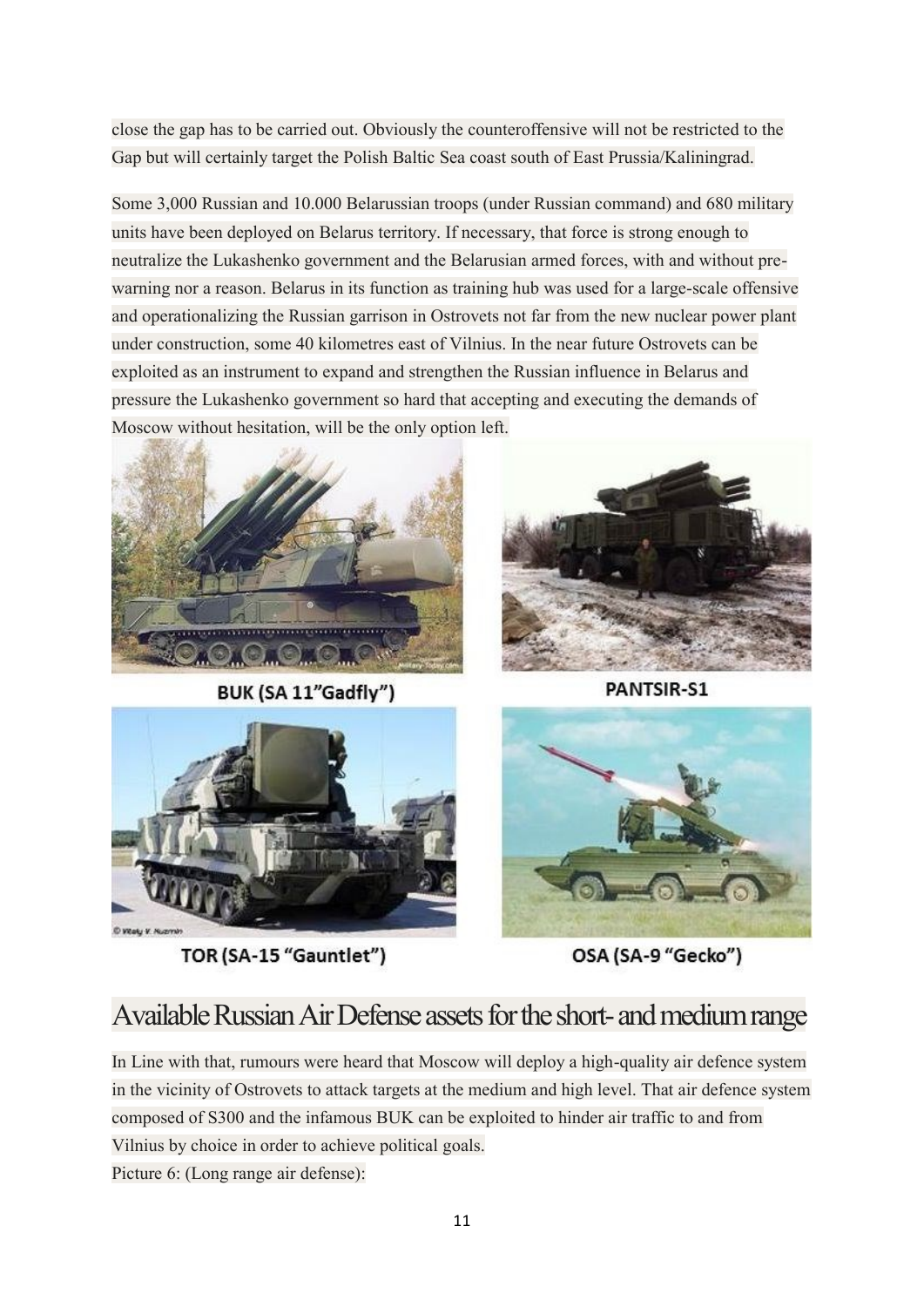close the gap has to be carried out. Obviously the counteroffensive will not be restricted to the Gap but will certainly target the Polish Baltic Sea coast south of East Prussia/Kaliningrad.

Some 3,000 Russian and 10.000 Belarussian troops (under Russian command) and 680 military units have been deployed on Belarus territory. If necessary, that force is strong enough to neutralize the Lukashenko government and the Belarusian armed forces, with and without pre-warning nor a reason. Belarus in its function as training hub was used for a large-scale offensive and operationalizing the Russian garrison in Ostrovets not far from the new nuclear power plant under construction, some 40 kilometres east of Vilnius. In the near future Ostrovets can be exploited as an instrument to expand and strengthen the Russian influence in Belarus and pressure the Lukashenko government so hard that accepting and executing the demands of Moscow without hesitation, will be the only option left.

BUK (SA 11"Gadfly")

PANTSIR-S1

TOR (SA-15 "Gauntlet")

OSA (SA-9 "Gecko")

## Available Russian Air Defense assets for the short- and medium range

In Line with that, rumours were heard that Moscow will deploy a high-quality air defence system in the vicinity of Ostrovets to attack targets at the medium and high level. That air defence system composed of S300 and the infamous BUK can be exploited to hinder air traffic to and from Vilnius by choice in order to achieve political goals.

Picture 6: (Long range air defense):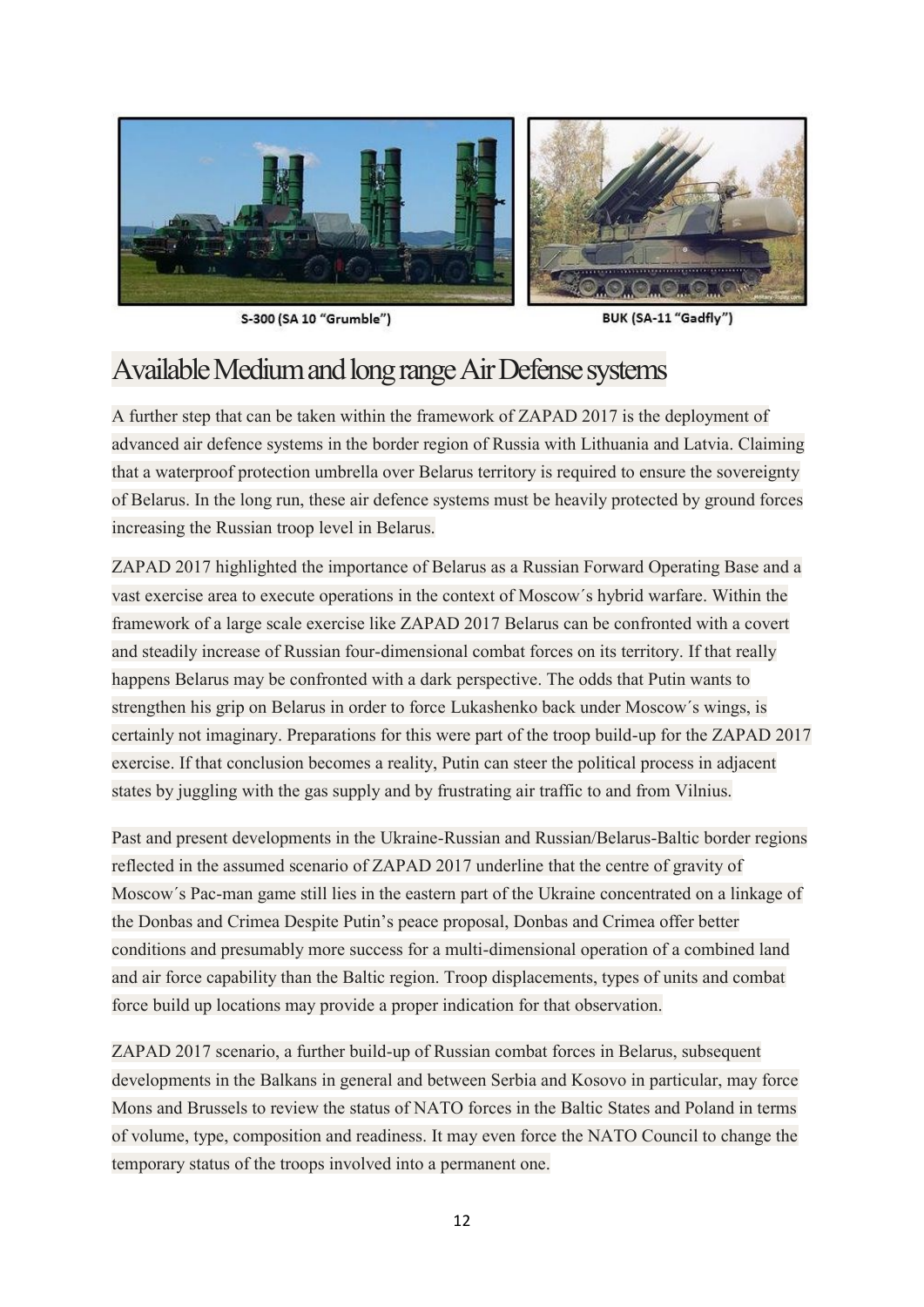S-300 (SA 10 "Grumble")

BUK (SA-11 "Gadfly")

## Available Medium and long range Air Defense systems

A further step that can be taken within the framework of ZAPAD 2017 is the deployment of advanced air defence systems in the border region of Russia with Lithuania and Latvia. Claiming that a waterproof protection umbrella over Belarus territory is required to ensure the sovereignty of Belarus. In the long run, these air defence systems must be heavily protected by ground forces increasing the Russian troop level in Belarus.

ZAPAD 2017 highlighted the importance of Belarus as a Russian Forward Operating Base and a vast exercise area to execute operations in the context of Moscow´s hybrid warfare. Within the framework of a large scale exercise like ZAPAD 2017 Belarus can be confronted with a covert and steadily increase of Russian four-dimensional combat forces on its territory. If that really happens Belarus may be confronted with a dark perspective. The odds that Putin wants to strengthen his grip on Belarus in order to force Lukashenko back under Moscow´s wings, is certainly not imaginary. Preparations for this were part of the troop build-up for the ZAPAD 2017 exercise. If that conclusion becomes a reality, Putin can steer the political process in adjacent states by juggling with the gas supply and by frustrating air traffic to and from Vilnius.

Past and present developments in the Ukraine-Russian and Russian/Belarus-Baltic border regions reflected in the assumed scenario of ZAPAD 2017 underline that the centre of gravity of Moscow´s Pac-man game still lies in the eastern part of the Ukraine concentrated on a linkage of the Donbas and Crimea Despite Putin's peace proposal, Donbas and Crimea offer better conditions and presumably more success for a multi-dimensional operation of a combined land and air force capability than the Baltic region. Troop displacements, types of units and combat force build up locations may provide a proper indication for that observation.

ZAPAD 2017 scenario, a further build-up of Russian combat forces in Belarus, subsequent developments in the Balkans in general and between Serbia and Kosovo in particular, may force Mons and Brussels to review the status of NATO forces in the Baltic States and Poland in terms of volume, type, composition and readiness. It may even force the NATO Council to change the temporary status of the troops involved into a permanent one.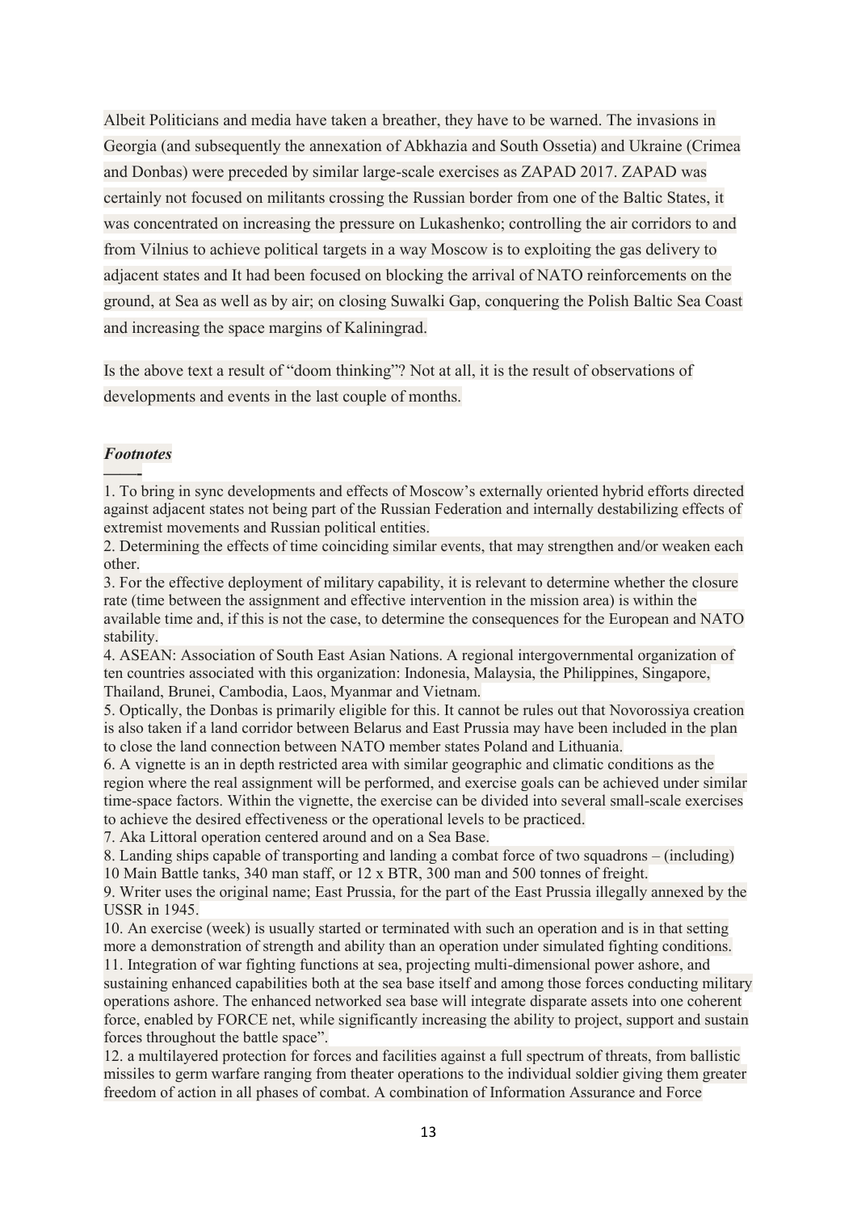Albeit Politicians and media have taken a breather, they have to be warned. The invasions in Georgia (and subsequently the annexation of Abkhazia and South Ossetia) and Ukraine (Crimea and Donbas) were preceded by similar large-scale exercises as ZAPAD 2017. ZAPAD was certainly not focused on militants crossing the Russian border from one of the Baltic States, it was concentrated on increasing the pressure on Lukashenko; controlling the air corridors to and from Vilnius to achieve political targets in a way Moscow is to exploiting the gas delivery to adjacent states and It had been focused on blocking the arrival of NATO reinforcements on the ground, at Sea as well as by air; on closing Suwalki Gap, conquering the Polish Baltic Sea Coast and increasing the space margins of Kaliningrad.

Is the above text a result of "doom thinking"? Not at all, it is the result of observations of developments and events in the last couple of months.

***Footnotes***

1. To bring in sync developments and effects of Moscow's externally oriented hybrid efforts directed against adjacent states not being part of the Russian Federation and internally destabilizing effects of extremist movements and Russian political entities.
2. Determining the effects of time coinciding similar events, that may strengthen and/or weaken each other.
3. For the effective deployment of military capability, it is relevant to determine whether the closure rate (time between the assignment and effective intervention in the mission area) is within the available time and, if this is not the case, to determine the consequences for the European and NATO stability.
4. ASEAN: Association of South East Asian Nations. A regional intergovernmental organization of ten countries associated with this organization: Indonesia, Malaysia, the Philippines, Singapore, Thailand, Brunei, Cambodia, Laos, Myanmar and Vietnam.
5. Optically, the Donbas is primarily eligible for this. It cannot be rules out that Novorossiya creation is also taken if a land corridor between Belarus and East Prussia may have been included in the plan to close the land connection between NATO member states Poland and Lithuania.
6. A vignette is an in depth restricted area with similar geographic and climatic conditions as the region where the real assignment will be performed, and exercise goals can be achieved under similar time-space factors. Within the vignette, the exercise can be divided into several small-scale exercises to achieve the desired effectiveness or the operational levels to be practiced.
7. Aka Littoral operation centered around and on a Sea Base.
8. Landing ships capable of transporting and landing a combat force of two squadrons – (including) 10 Main Battle tanks, 340 man staff, or 12 x BTR, 300 man and 500 tonnes of freight.
9. Writer uses the original name; East Prussia, for the part of the East Prussia illegally annexed by the USSR in 1945.
10. An exercise (week) is usually started or terminated with such an operation and is in that setting more a demonstration of strength and ability than an operation under simulated fighting conditions.
11. Integration of war fighting functions at sea, projecting multi-dimensional power ashore, and sustaining enhanced capabilities both at the sea base itself and among those forces conducting military operations ashore. The enhanced networked sea base will integrate disparate assets into one coherent force, enabled by FORCE net, while significantly increasing the ability to project, support and sustain forces throughout the battle space".
12. a multilayered protection for forces and facilities against a full spectrum of threats, from ballistic missiles to germ warfare ranging from theater operations to the individual soldier giving them greater freedom of action in all phases of combat. A combination of Information Assurance and Force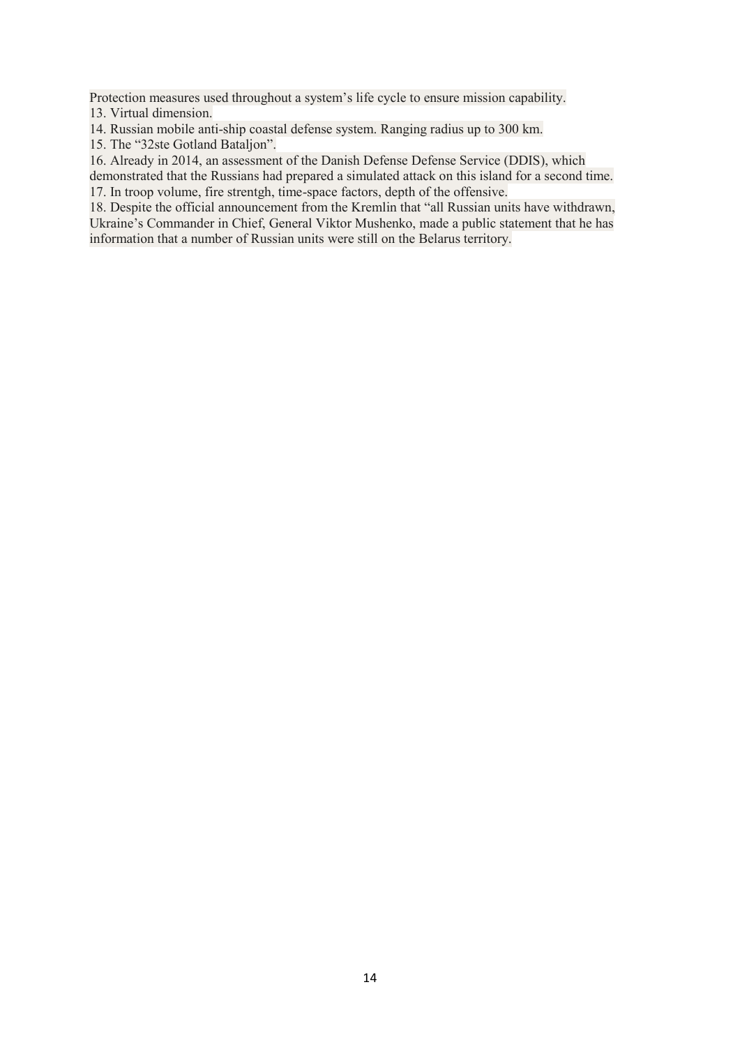Protection measures used throughout a system's life cycle to ensure mission capability.

13. Virtual dimension.

14. Russian mobile anti-ship coastal defense system. Ranging radius up to 300 km.

15. The "32ste Gotland Bataljon".

16. Already in 2014, an assessment of the Danish Defense Defense Service (DDIS), which demonstrated that the Russians had prepared a simulated attack on this island for a second time.

17. In troop volume, fire strentgh, time-space factors, depth of the offensive.

18. Despite the official announcement from the Kremlin that "all Russian units have withdrawn, Ukraine's Commander in Chief, General Viktor Mushenko, made a public statement that he has information that a number of Russian units were still on the Belarus territory.